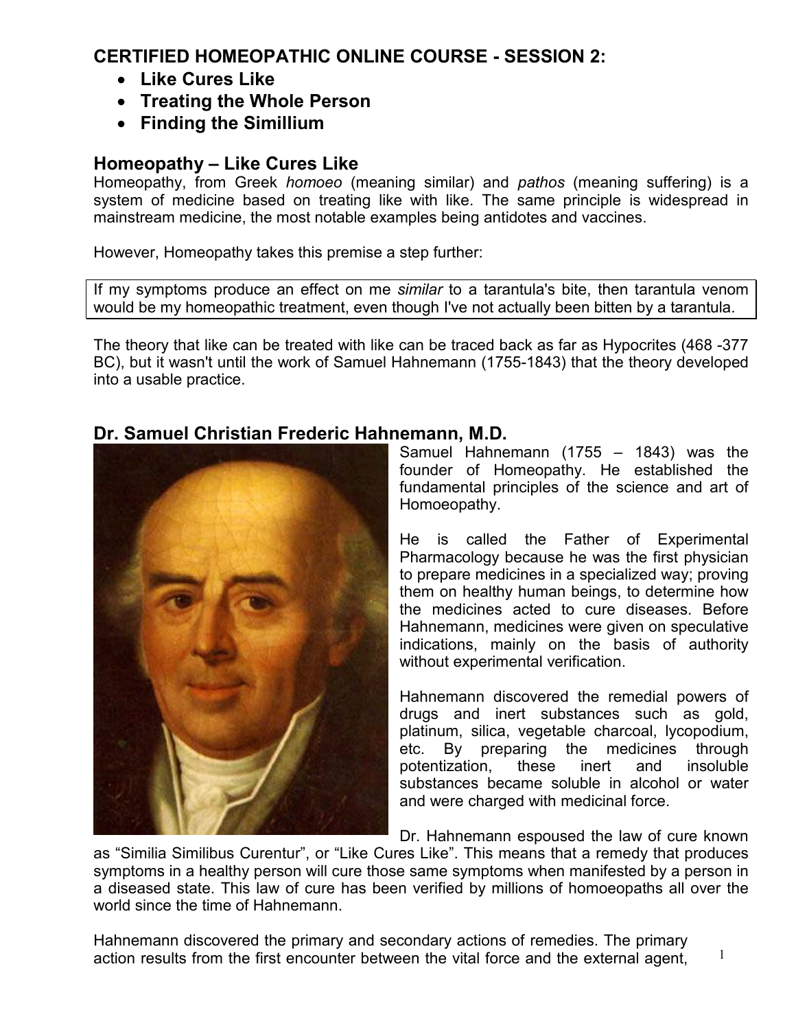## CERTIFIED HOMEOPATHIC ONLINE COURSE - SESSION 2:

- **Like Cures Like**
- **Treating the Whole Person**
- **Finding the Simillium**

## Homeopathy – Like Cures Like

Homeopathy, from Greek *homoeo* (meaning similar) and *pathos* (meaning suffering) is a system of medicine based on treating like with like. The same principle is widespread in mainstream medicine, the most notable examples being antidotes and vaccines.

However, Homeopathy takes this premise a step further:

> If my symptoms produce an effect on me *similar* to a tarantula's bite, then tarantula venom would be my homeopathic treatment, even though I've not actually been bitten by a tarantula.

The theory that like can be treated with like can be traced back as far as Hypocrites (468 -377 BC), but it wasn't until the work of Samuel Hahnemann (1755-1843) that the theory developed into a usable practice.

## Dr. Samuel Christian Frederic Hahnemann, M.D.

Samuel Hahnemann (1755 – 1843) was the founder of Homeopathy. He established the fundamental principles of the science and art of Homoeopathy.

He is called the Father of Experimental Pharmacology because he was the first physician to prepare medicines in a specialized way; proving them on healthy human beings, to determine how the medicines acted to cure diseases. Before Hahnemann, medicines were given on speculative indications, mainly on the basis of authority without experimental verification.

Hahnemann discovered the remedial powers of drugs and inert substances such as gold, platinum, silica, vegetable charcoal, lycopodium, etc. By preparing the medicines through potentization, these inert and insoluble substances became soluble in alcohol or water and were charged with medicinal force.

Dr. Hahnemann espoused the law of cure known as "Similia Similibus Curentur", or "Like Cures Like". This means that a remedy that produces symptoms in a healthy person will cure those same symptoms when manifested by a person in a diseased state. This law of cure has been verified by millions of homoeopaths all over the world since the time of Hahnemann.

Hahnemann discovered the primary and secondary actions of remedies. The primary action results from the first encounter between the vital force and the external agent,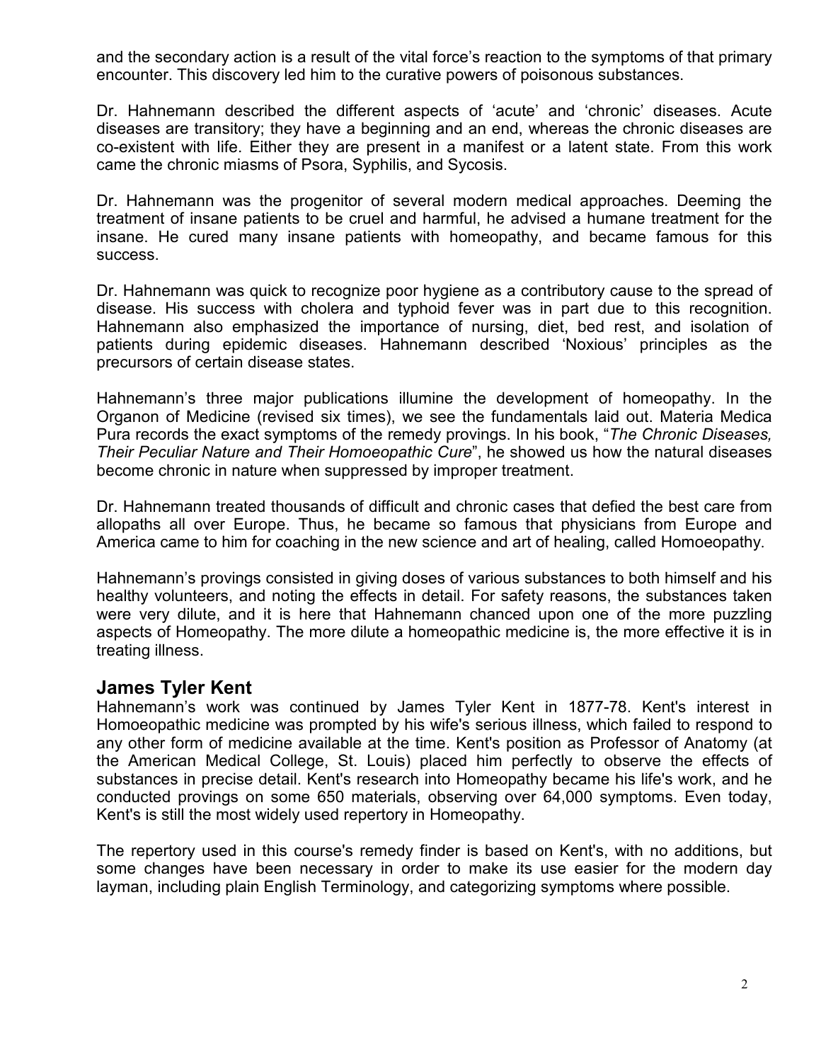and the secondary action is a result of the vital force's reaction to the symptoms of that primary encounter. This discovery led him to the curative powers of poisonous substances.

Dr. Hahnemann described the different aspects of 'acute' and 'chronic' diseases. Acute diseases are transitory; they have a beginning and an end, whereas the chronic diseases are co-existent with life. Either they are present in a manifest or a latent state. From this work came the chronic miasms of Psora, Syphilis, and Sycosis.

Dr. Hahnemann was the progenitor of several modern medical approaches. Deeming the treatment of insane patients to be cruel and harmful, he advised a humane treatment for the insane. He cured many insane patients with homeopathy, and became famous for this success.

Dr. Hahnemann was quick to recognize poor hygiene as a contributory cause to the spread of disease. His success with cholera and typhoid fever was in part due to this recognition. Hahnemann also emphasized the importance of nursing, diet, bed rest, and isolation of patients during epidemic diseases. Hahnemann described 'Noxious' principles as the precursors of certain disease states.

Hahnemann's three major publications illumine the development of homeopathy. In the Organon of Medicine (revised six times), we see the fundamentals laid out. Materia Medica Pura records the exact symptoms of the remedy provings. In his book, "*The Chronic Diseases, Their Peculiar Nature and Their Homoeopathic Cure*", he showed us how the natural diseases become chronic in nature when suppressed by improper treatment.

Dr. Hahnemann treated thousands of difficult and chronic cases that defied the best care from allopaths all over Europe. Thus, he became so famous that physicians from Europe and America came to him for coaching in the new science and art of healing, called Homoeopathy.

Hahnemann's provings consisted in giving doses of various substances to both himself and his healthy volunteers, and noting the effects in detail. For safety reasons, the substances taken were very dilute, and it is here that Hahnemann chanced upon one of the more puzzling aspects of Homeopathy. The more dilute a homeopathic medicine is, the more effective it is in treating illness.

## James Tyler Kent

Hahnemann's work was continued by James Tyler Kent in 1877-78. Kent's interest in Homoeopathic medicine was prompted by his wife's serious illness, which failed to respond to any other form of medicine available at the time. Kent's position as Professor of Anatomy (at the American Medical College, St. Louis) placed him perfectly to observe the effects of substances in precise detail. Kent's research into Homeopathy became his life's work, and he conducted provings on some 650 materials, observing over 64,000 symptoms. Even today, Kent's is still the most widely used repertory in Homeopathy.

The repertory used in this course's remedy finder is based on Kent's, with no additions, but some changes have been necessary in order to make its use easier for the modern day layman, including plain English Terminology, and categorizing symptoms where possible.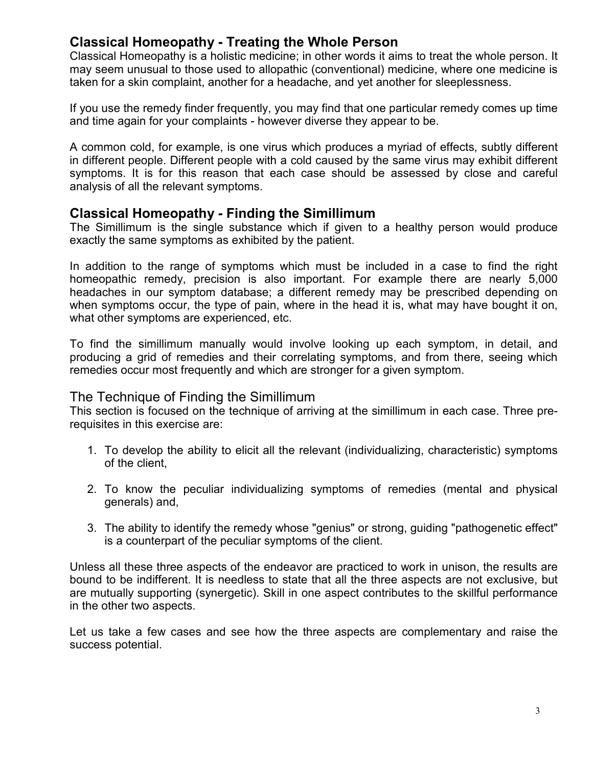## Classical Homeopathy - Treating the Whole Person

Classical Homeopathy is a holistic medicine; in other words it aims to treat the whole person. It may seem unusual to those used to allopathic (conventional) medicine, where one medicine is taken for a skin complaint, another for a headache, and yet another for sleeplessness.

If you use the remedy finder frequently, you may find that one particular remedy comes up time and time again for your complaints - however diverse they appear to be.

A common cold, for example, is one virus which produces a myriad of effects, subtly different in different people. Different people with a cold caused by the same virus may exhibit different symptoms. It is for this reason that each case should be assessed by close and careful analysis of all the relevant symptoms.

## Classical Homeopathy - Finding the Simillimum

The Simillimum is the single substance which if given to a healthy person would produce exactly the same symptoms as exhibited by the patient.

In addition to the range of symptoms which must be included in a case to find the right homeopathic remedy, precision is also important. For example there are nearly 5,000 headaches in our symptom database; a different remedy may be prescribed depending on when symptoms occur, the type of pain, where in the head it is, what may have bought it on, what other symptoms are experienced, etc.

To find the simillimum manually would involve looking up each symptom, in detail, and producing a grid of remedies and their correlating symptoms, and from there, seeing which remedies occur most frequently and which are stronger for a given symptom.

### The Technique of Finding the Simillimum

This section is focused on the technique of arriving at the simillimum in each case. Three pre-requisites in this exercise are:

1. To develop the ability to elicit all the relevant (individualizing, characteristic) symptoms of the client,
2. To know the peculiar individualizing symptoms of remedies (mental and physical generals) and,
3. The ability to identify the remedy whose "genius" or strong, guiding "pathogenetic effect" is a counterpart of the peculiar symptoms of the client.

Unless all these three aspects of the endeavor are practiced to work in unison, the results are bound to be indifferent. It is needless to state that all the three aspects are not exclusive, but are mutually supporting (synergetic). Skill in one aspect contributes to the skillful performance in the other two aspects.

Let us take a few cases and see how the three aspects are complementary and raise the success potential.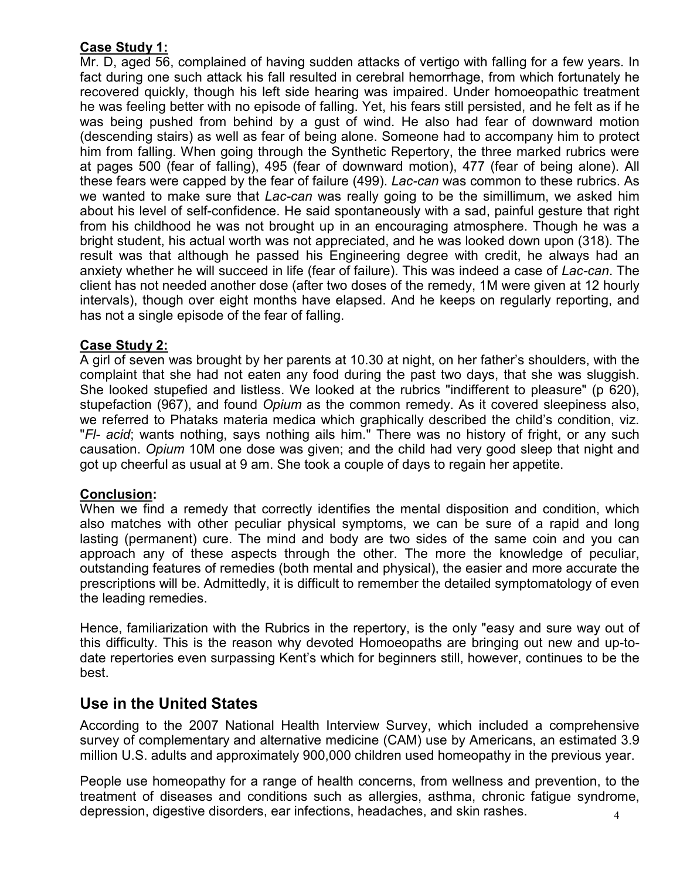**Case Study 1:**

Mr. D, aged 56, complained of having sudden attacks of vertigo with falling for a few years. In fact during one such attack his fall resulted in cerebral hemorrhage, from which fortunately he recovered quickly, though his left side hearing was impaired. Under homoeopathic treatment he was feeling better with no episode of falling. Yet, his fears still persisted, and he felt as if he was being pushed from behind by a gust of wind. He also had fear of downward motion (descending stairs) as well as fear of being alone. Someone had to accompany him to protect him from falling. When going through the Synthetic Repertory, the three marked rubrics were at pages 500 (fear of falling), 495 (fear of downward motion), 477 (fear of being alone). All these fears were capped by the fear of failure (499). *Lac-can* was common to these rubrics. As we wanted to make sure that *Lac-can* was really going to be the simillimum, we asked him about his level of self-confidence. He said spontaneously with a sad, painful gesture that right from his childhood he was not brought up in an encouraging atmosphere. Though he was a bright student, his actual worth was not appreciated, and he was looked down upon (318). The result was that although he passed his Engineering degree with credit, he always had an anxiety whether he will succeed in life (fear of failure). This was indeed a case of *Lac-can*. The client has not needed another dose (after two doses of the remedy, 1M were given at 12 hourly intervals), though over eight months have elapsed. And he keeps on regularly reporting, and has not a single episode of the fear of falling.

**Case Study 2:**

A girl of seven was brought by her parents at 10.30 at night, on her father's shoulders, with the complaint that she had not eaten any food during the past two days, that she was sluggish. She looked stupefied and listless. We looked at the rubrics "indifferent to pleasure" (p 620), stupefaction (967), and found *Opium* as the common remedy. As it covered sleepiness also, we referred to Phataks materia medica which graphically described the child's condition, viz. "*Fl- acid*; wants nothing, says nothing ails him." There was no history of fright, or any such causation. *Opium* 10M one dose was given; and the child had very good sleep that night and got up cheerful as usual at 9 am. She took a couple of days to regain her appetite.

**Conclusion:**

When we find a remedy that correctly identifies the mental disposition and condition, which also matches with other peculiar physical symptoms, we can be sure of a rapid and long lasting (permanent) cure. The mind and body are two sides of the same coin and you can approach any of these aspects through the other. The more the knowledge of peculiar, outstanding features of remedies (both mental and physical), the easier and more accurate the prescriptions will be. Admittedly, it is difficult to remember the detailed symptomatology of even the leading remedies.

Hence, familiarization with the Rubrics in the repertory, is the only "easy and sure way out of this difficulty. This is the reason why devoted Homoeopaths are bringing out new and up-to-date repertories even surpassing Kent's which for beginners still, however, continues to be the best.

## Use in the United States

According to the 2007 National Health Interview Survey, which included a comprehensive survey of complementary and alternative medicine (CAM) use by Americans, an estimated 3.9 million U.S. adults and approximately 900,000 children used homeopathy in the previous year.

People use homeopathy for a range of health concerns, from wellness and prevention, to the treatment of diseases and conditions such as allergies, asthma, chronic fatigue syndrome, depression, digestive disorders, ear infections, headaches, and skin rashes.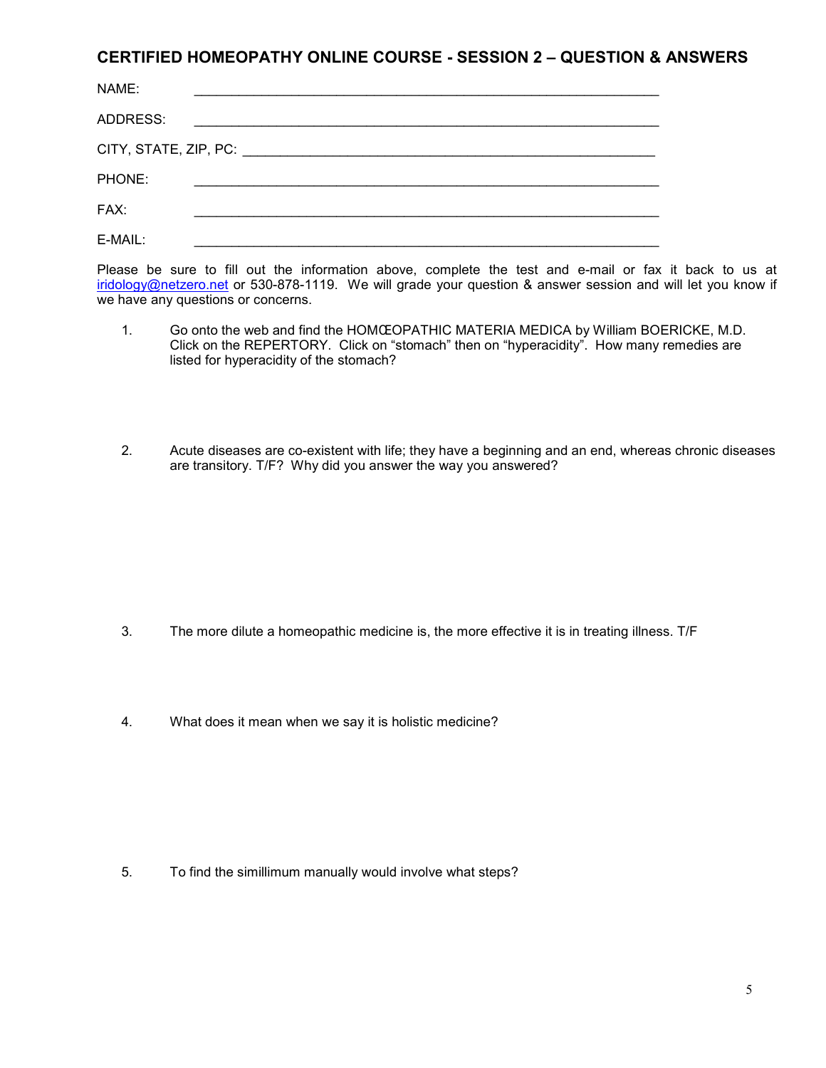## CERTIFIED HOMEOPATHY ONLINE COURSE - SESSION 2 – QUESTION & ANSWERS

NAME: ____________________________________________________________

ADDRESS: ____________________________________________________________

CITY, STATE, ZIP, PC: ____________________________________________________

PHONE: ____________________________________________________________

FAX: ____________________________________________________________

E-MAIL: ____________________________________________________________

Please be sure to fill out the information above, complete the test and e-mail or fax it back to us at iridology@netzero.net or 530-878-1119. We will grade your question & answer session and will let you know if we have any questions or concerns.

1. Go onto the web and find the HOMŒOPATHIC MATERIA MEDICA by William BOERICKE, M.D. Click on the REPERTORY. Click on "stomach" then on "hyperacidity". How many remedies are listed for hyperacidity of the stomach?

2. Acute diseases are co-existent with life; they have a beginning and an end, whereas chronic diseases are transitory. T/F? Why did you answer the way you answered?

3. The more dilute a homeopathic medicine is, the more effective it is in treating illness. T/F

4. What does it mean when we say it is holistic medicine?

5. To find the simillimum manually would involve what steps?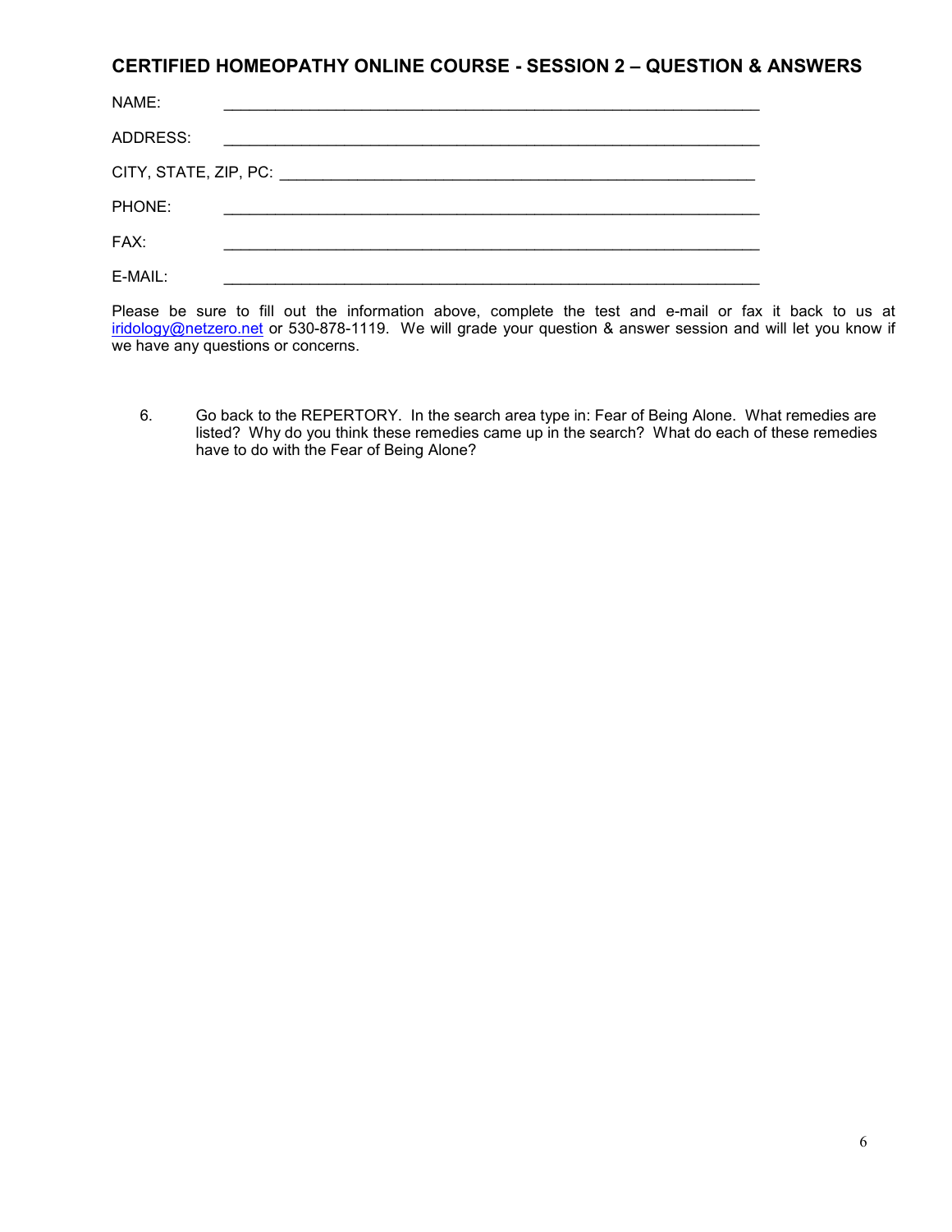## CERTIFIED HOMEOPATHY ONLINE COURSE - SESSION 2 – QUESTION & ANSWERS

NAME: ______________________________________________________________

ADDRESS: ______________________________________________________________

CITY, STATE, ZIP, PC: ____________________________________________________

PHONE: ______________________________________________________________

FAX: ______________________________________________________________

E-MAIL: ______________________________________________________________

Please be sure to fill out the information above, complete the test and e-mail or fax it back to us at iridology@netzero.net or 530-878-1119. We will grade your question & answer session and will let you know if we have any questions or concerns.

6. Go back to the REPERTORY. In the search area type in: Fear of Being Alone. What remedies are listed? Why do you think these remedies came up in the search? What do each of these remedies have to do with the Fear of Being Alone?